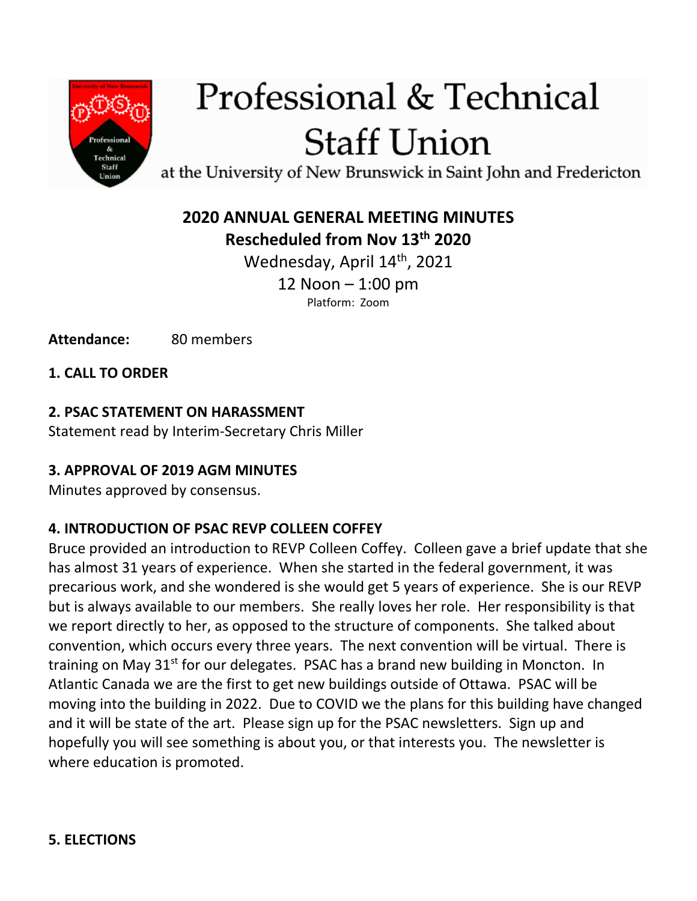# Professional & Technical Staff Union

at the University of New Brunswick in Saint John and Fredericton

## 2020 ANNUAL GENERAL MEETING MINUTES
## Rescheduled from Nov 13th 2020

Wednesday, April 14th, 2021

12 Noon – 1:00 pm

Platform: Zoom

**Attendance:** 80 members

**1. CALL TO ORDER**

**2. PSAC STATEMENT ON HARASSMENT**

Statement read by Interim-Secretary Chris Miller

**3. APPROVAL OF 2019 AGM MINUTES**

Minutes approved by consensus.

**4. INTRODUCTION OF PSAC REVP COLLEEN COFFEY**

Bruce provided an introduction to REVP Colleen Coffey. Colleen gave a brief update that she has almost 31 years of experience. When she started in the federal government, it was precarious work, and she wondered is she would get 5 years of experience. She is our REVP but is always available to our members. She really loves her role. Her responsibility is that we report directly to her, as opposed to the structure of components. She talked about convention, which occurs every three years. The next convention will be virtual. There is training on May 31st for our delegates. PSAC has a brand new building in Moncton. In Atlantic Canada we are the first to get new buildings outside of Ottawa. PSAC will be moving into the building in 2022. Due to COVID we the plans for this building have changed and it will be state of the art. Please sign up for the PSAC newsletters. Sign up and hopefully you will see something is about you, or that interests you. The newsletter is where education is promoted.

**5. ELECTIONS**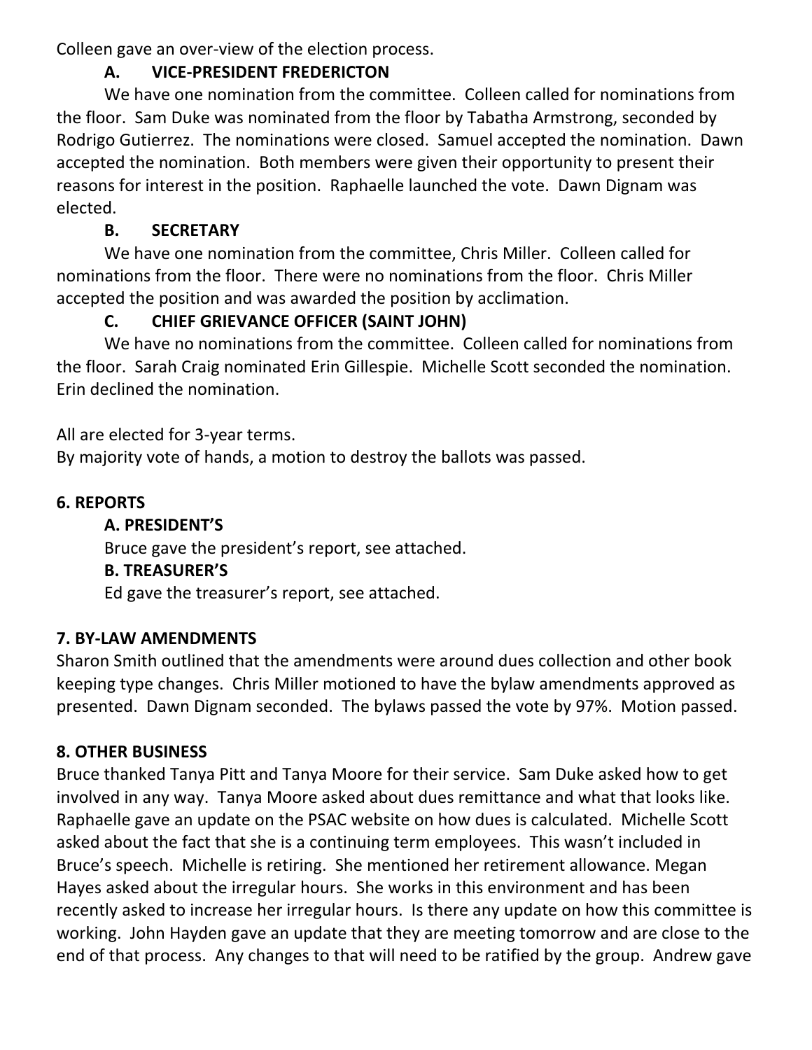Colleen gave an over-view of the election process.

**A. VICE-PRESIDENT FREDERICTON**

We have one nomination from the committee. Colleen called for nominations from the floor. Sam Duke was nominated from the floor by Tabatha Armstrong, seconded by Rodrigo Gutierrez. The nominations were closed. Samuel accepted the nomination. Dawn accepted the nomination. Both members were given their opportunity to present their reasons for interest in the position. Raphaelle launched the vote. Dawn Dignam was elected.

**B. SECRETARY**

We have one nomination from the committee, Chris Miller. Colleen called for nominations from the floor. There were no nominations from the floor. Chris Miller accepted the position and was awarded the position by acclimation.

**C. CHIEF GRIEVANCE OFFICER (SAINT JOHN)**

We have no nominations from the committee. Colleen called for nominations from the floor. Sarah Craig nominated Erin Gillespie. Michelle Scott seconded the nomination. Erin declined the nomination.

All are elected for 3-year terms.
By majority vote of hands, a motion to destroy the ballots was passed.

## 6. REPORTS

**A. PRESIDENT'S**

Bruce gave the president's report, see attached.

**B. TREASURER'S**

Ed gave the treasurer's report, see attached.

## 7. BY-LAW AMENDMENTS

Sharon Smith outlined that the amendments were around dues collection and other book keeping type changes. Chris Miller motioned to have the bylaw amendments approved as presented. Dawn Dignam seconded. The bylaws passed the vote by 97%. Motion passed.

## 8. OTHER BUSINESS

Bruce thanked Tanya Pitt and Tanya Moore for their service. Sam Duke asked how to get involved in any way. Tanya Moore asked about dues remittance and what that looks like. Raphaelle gave an update on the PSAC website on how dues is calculated. Michelle Scott asked about the fact that she is a continuing term employees. This wasn't included in Bruce's speech. Michelle is retiring. She mentioned her retirement allowance. Megan Hayes asked about the irregular hours. She works in this environment and has been recently asked to increase her irregular hours. Is there any update on how this committee is working. John Hayden gave an update that they are meeting tomorrow and are close to the end of that process. Any changes to that will need to be ratified by the group. Andrew gave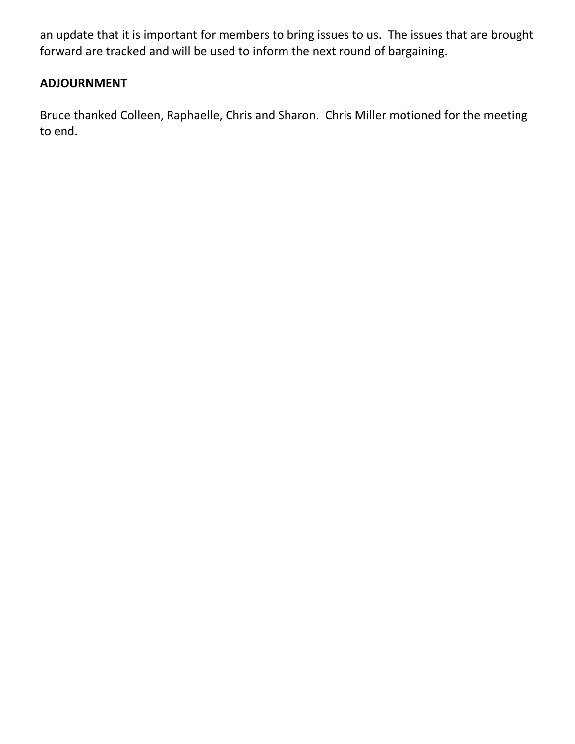an update that it is important for members to bring issues to us. The issues that are brought forward are tracked and will be used to inform the next round of bargaining.

**ADJOURNMENT**

Bruce thanked Colleen, Raphaelle, Chris and Sharon. Chris Miller motioned for the meeting to end.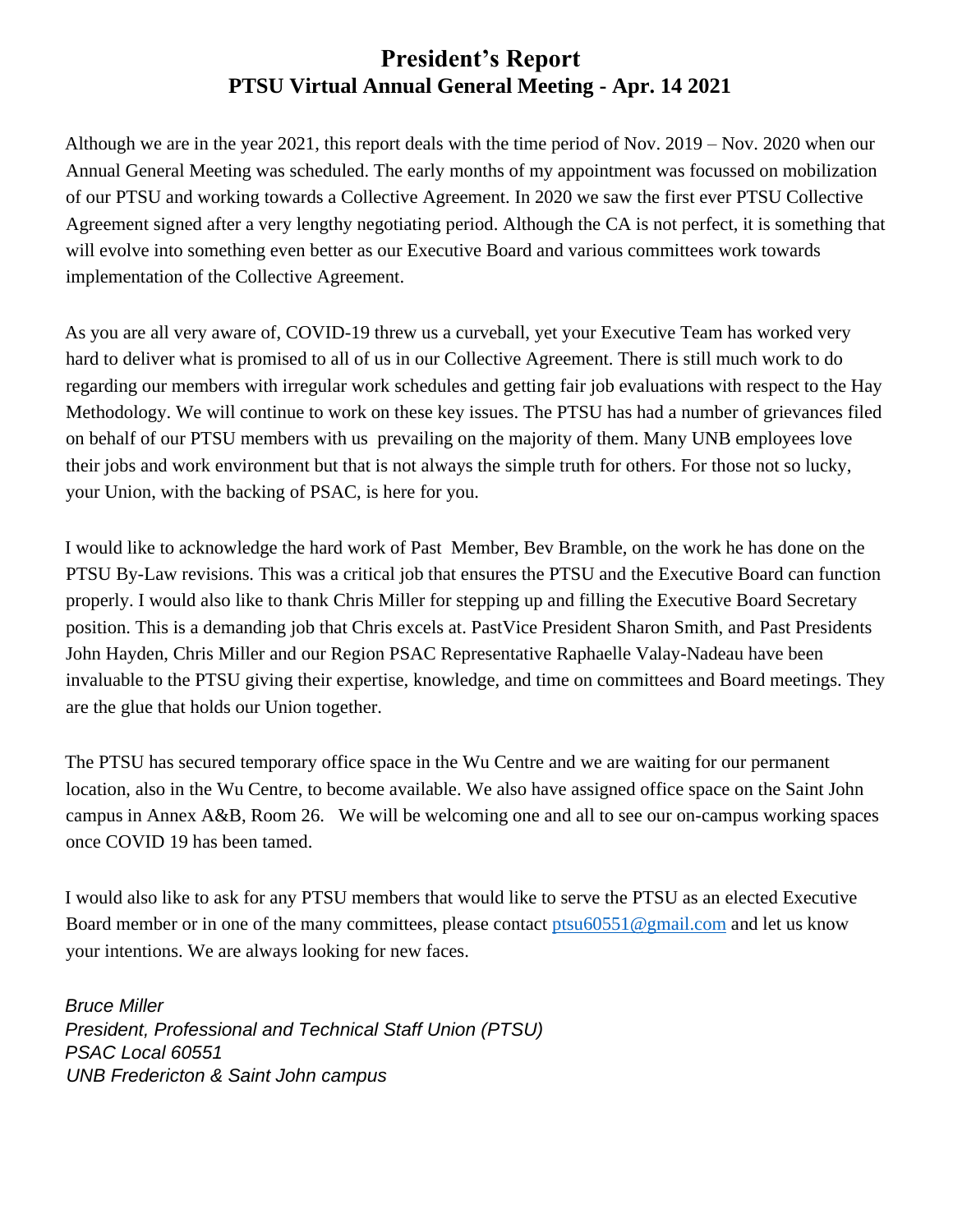# President's Report
## PTSU Virtual Annual General Meeting - Apr. 14 2021

Although we are in the year 2021, this report deals with the time period of Nov. 2019 – Nov. 2020 when our Annual General Meeting was scheduled. The early months of my appointment was focussed on mobilization of our PTSU and working towards a Collective Agreement. In 2020 we saw the first ever PTSU Collective Agreement signed after a very lengthy negotiating period. Although the CA is not perfect, it is something that will evolve into something even better as our Executive Board and various committees work towards implementation of the Collective Agreement.

As you are all very aware of, COVID-19 threw us a curveball, yet your Executive Team has worked very hard to deliver what is promised to all of us in our Collective Agreement. There is still much work to do regarding our members with irregular work schedules and getting fair job evaluations with respect to the Hay Methodology. We will continue to work on these key issues. The PTSU has had a number of grievances filed on behalf of our PTSU members with us prevailing on the majority of them. Many UNB employees love their jobs and work environment but that is not always the simple truth for others. For those not so lucky, your Union, with the backing of PSAC, is here for you.

I would like to acknowledge the hard work of Past Member, Bev Bramble, on the work he has done on the PTSU By-Law revisions. This was a critical job that ensures the PTSU and the Executive Board can function properly. I would also like to thank Chris Miller for stepping up and filling the Executive Board Secretary position. This is a demanding job that Chris excels at. PastVice President Sharon Smith, and Past Presidents John Hayden, Chris Miller and our Region PSAC Representative Raphaelle Valay-Nadeau have been invaluable to the PTSU giving their expertise, knowledge, and time on committees and Board meetings. They are the glue that holds our Union together.

The PTSU has secured temporary office space in the Wu Centre and we are waiting for our permanent location, also in the Wu Centre, to become available. We also have assigned office space on the Saint John campus in Annex A&B, Room 26. We will be welcoming one and all to see our on-campus working spaces once COVID 19 has been tamed.

I would also like to ask for any PTSU members that would like to serve the PTSU as an elected Executive Board member or in one of the many committees, please contact ptsu60551@gmail.com and let us know your intentions. We are always looking for new faces.

*Bruce Miller*  
*President, Professional and Technical Staff Union (PTSU)*  
*PSAC Local 60551*  
*UNB Fredericton & Saint John campus*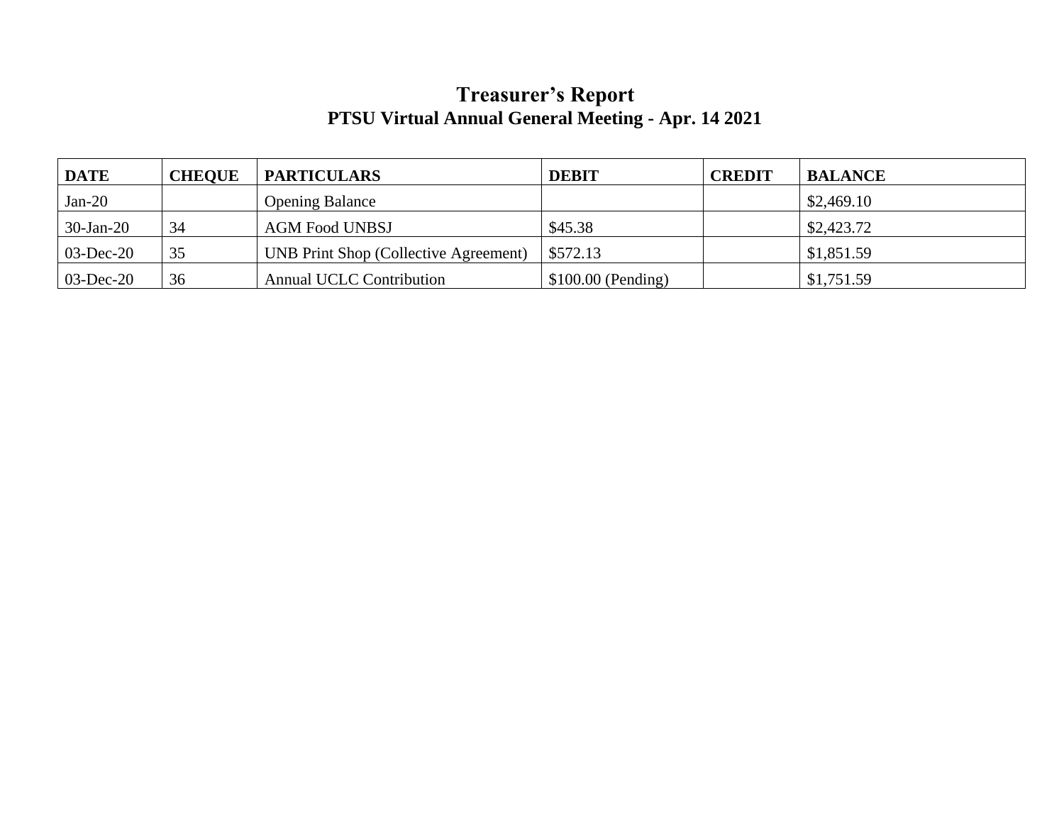# Treasurer's Report

## PTSU Virtual Annual General Meeting - Apr. 14 2021

| DATE | CHEQUE | PARTICULARS | DEBIT | CREDIT | BALANCE |
| --- | --- | --- | --- | --- | --- |
| Jan-20 | | Opening Balance | | | $2,469.10 |
| 30-Jan-20 | 34 | AGM Food UNBSJ | $45.38 | | $2,423.72 |
| 03-Dec-20 | 35 | UNB Print Shop (Collective Agreement) | $572.13 | | $1,851.59 |
| 03-Dec-20 | 36 | Annual UCLC Contribution | $100.00 (Pending) | | $1,751.59 |